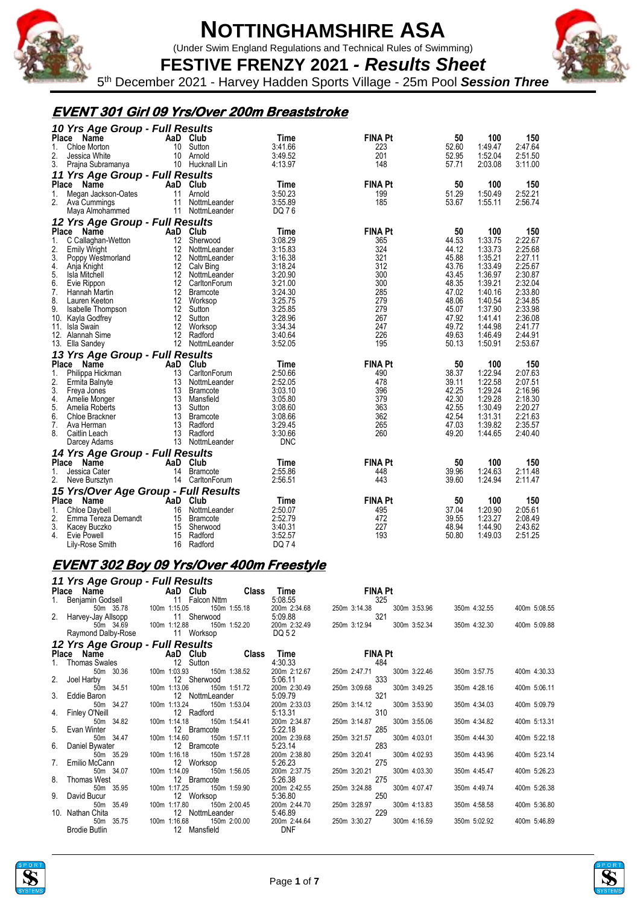# NOTTINGHAMSHIRE ASA

(Under Swim England Regulations and Technical Rules of Swimming)

## FESTIVE FRENZY 2021 - *Results Sheet*

5th December 2021 - Harvey Hadden Sports Village - 25m Pool ***Session Three***

## EVENT 301 Girl 09 Yrs/Over 200m Breaststroke

### 10 Yrs Age Group - Full Results

| Place | Name | AaD | Club | Time | FINA Pt | 50 | 100 | 150 |
|---|---|---|---|---|---|---|---|---|
| 1. | Chloe Morton | 10 | Sutton | 3:41.66 | 223 | 52.60 | 1:49.47 | 2:47.64 |
| 2. | Jessica White | 10 | Arnold | 3:49.52 | 201 | 52.95 | 1:52.04 | 2:51.50 |
| 3. | Prajna Subramanya | 10 | Hucknall Lin | 4:13.97 | 148 | 57.71 | 2:03.08 | 3:11.00 |

### 11 Yrs Age Group - Full Results

| Place | Name | AaD | Club | Time | FINA Pt | 50 | 100 | 150 |
|---|---|---|---|---|---|---|---|---|
| 1. | Megan Jackson-Oates | 11 | Arnold | 3:50.23 | 199 | 51.29 | 1:50.49 | 2:52.21 |
| 2. | Ava Cummings | 11 | NottmLeander | 3:55.89 | 185 | 53.67 | 1:55.11 | 2:56.74 |
| | Maya Almohammed | 11 | NottmLeander | DQ 7 6 | | | | |

### 12 Yrs Age Group - Full Results

| Place | Name | AaD | Club | Time | FINA Pt | 50 | 100 | 150 |
|---|---|---|---|---|---|---|---|---|
| 1. | C Callaghan-Wetton | 12 | Sherwood | 3:08.29 | 365 | 44.53 | 1:33.75 | 2:22.67 |
| 2. | Emily Wright | 12 | NottmLeander | 3:15.83 | 324 | 44.12 | 1:33.73 | 2:25.68 |
| 3. | Poppy Westmorland | 12 | NottmLeander | 3:16.38 | 321 | 45.88 | 1:35.21 | 2:27.11 |
| 4. | Anja Knight | 12 | Calv Bing | 3:18.24 | 312 | 43.76 | 1:33.49 | 2:25.67 |
| 5. | Isla Mitchell | 12 | NottmLeander | 3:20.90 | 300 | 43.45 | 1:36.97 | 2:30.87 |
| 6. | Evie Rippon | 12 | CarltonForum | 3:21.00 | 300 | 48.35 | 1:39.21 | 2:32.04 |
| 7. | Hannah Martin | 12 | Bramcote | 3:24.30 | 285 | 47.02 | 1:40.16 | 2:33.80 |
| 8. | Lauren Keeton | 12 | Worksop | 3:25.75 | 279 | 48.06 | 1:40.54 | 2:34.85 |
| 9. | Isabelle Thompson | 12 | Sutton | 3:25.85 | 279 | 45.07 | 1:37.90 | 2:33.98 |
| 10. | Kayla Godfrey | 12 | Sutton | 3:28.96 | 267 | 47.92 | 1:41.41 | 2:36.08 |
| 11. | Isla Swain | 12 | Worksop | 3:34.34 | 247 | 49.72 | 1:44.98 | 2:41.77 |
| 12. | Alannah Sime | 12 | Radford | 3:40.64 | 226 | 49.63 | 1:46.49 | 2:44.91 |
| 13. | Ella Sandey | 12 | NottmLeander | 3:52.05 | 195 | 50.13 | 1:50.91 | 2:53.67 |

### 13 Yrs Age Group - Full Results

| Place | Name | AaD | Club | Time | FINA Pt | 50 | 100 | 150 |
|---|---|---|---|---|---|---|---|---|
| 1. | Philippa Hickman | 13 | CarltonForum | 2:50.66 | 490 | 38.37 | 1:22.94 | 2:07.63 |
| 2. | Ermita Balnyte | 13 | NottmLeander | 2:52.05 | 478 | 39.11 | 1:22.58 | 2:07.51 |
| 3. | Freya Jones | 13 | Bramcote | 3:03.10 | 396 | 42.25 | 1:29.24 | 2:16.96 |
| 4. | Amelie Monger | 13 | Mansfield | 3:05.80 | 379 | 42.30 | 1:29.28 | 2:18.30 |
| 5. | Amelia Roberts | 13 | Sutton | 3:08.60 | 363 | 42.55 | 1:30.49 | 2:20.27 |
| 6. | Chloe Brackner | 13 | Bramcote | 3:08.66 | 362 | 42.54 | 1:31.31 | 2:21.63 |
| 7. | Ava Herman | 13 | Radford | 3:29.45 | 265 | 47.03 | 1:39.82 | 2:35.57 |
| 8. | Caitlin Leach | 13 | Radford | 3:30.66 | 260 | 49.20 | 1:44.65 | 2:40.40 |
| | Darcey Adams | 13 | NottmLeander | DNC | | | | |

### 14 Yrs Age Group - Full Results

| Place | Name | AaD | Club | Time | FINA Pt | 50 | 100 | 150 |
|---|---|---|---|---|---|---|---|---|
| 1. | Jessica Cater | 14 | Bramcote | 2:55.86 | 448 | 39.96 | 1:24.63 | 2:11.48 |
| 2. | Neve Bursztyn | 14 | CarltonForum | 2:56.51 | 443 | 39.60 | 1:24.94 | 2:11.47 |

### 15 Yrs/Over Age Group - Full Results

| Place | Name | AaD | Club | Time | FINA Pt | 50 | 100 | 150 |
|---|---|---|---|---|---|---|---|---|
| 1. | Chloe Daybell | 16 | NottmLeander | 2:50.07 | 495 | 37.04 | 1:20.90 | 2:05.61 |
| 2. | Emma Tereza Demandt | 15 | Bramcote | 2:52.79 | 472 | 39.55 | 1:23.27 | 2:08.49 |
| 3. | Kacey Buczko | 15 | Sherwood | 3:40.31 | 227 | 48.94 | 1:44.90 | 2:43.62 |
| 4. | Evie Powell | 15 | Radford | 3:52.57 | 193 | 50.80 | 1:49.03 | 2:51.25 |
| | Lily-Rose Smith | 16 | Radford | DQ 7 4 | | | | |

## EVENT 302 Boy 09 Yrs/Over 400m Freestyle

### 11 Yrs Age Group - Full Results

| Place | Name | AaD | Club | Class | Time | FINA Pt |
|---|---|---|---|---|---|---|
| 1. | Benjamin Godsell | 11 | Falcon Nttm | | 5:08.55 | 325 |
| | 50m 35.78 | 100m 1:15.05 | 150m 1:55.18 | 200m 2:34.68 | 250m 3:14.38 | 300m 3:53.96, 350m 4:32.55, 400m 5:08.55 |
| 2. | Harvey-Jay Allsopp | 11 | Sherwood | | 5:09.88 | 321 |
| | 50m 34.69 | 100m 1:12.88 | 150m 1:52.20 | 200m 2:32.49 | 250m 3:12.94 | 300m 3:52.34, 350m 4:32.30, 400m 5:09.88 |
| | Raymond Dalby-Rose | 11 | Worksop | | DQ 5 2 | |

### 12 Yrs Age Group - Full Results

| Place | Name | AaD | Club | Class | Time | FINA Pt |
|---|---|---|---|---|---|---|
| 1. | Thomas Swales | 12 | Sutton | | 4:30.33 | 484 |
| | 50m 30.36 | 100m 1:03.93 | 150m 1:38.52 | 200m 2:12.67 | 250m 2:47.71 | 300m 3:22.46, 350m 3:57.75, 400m 4:30.33 |
| 2. | Joel Harby | 12 | Sherwood | | 5:06.11 | 333 |
| | 50m 34.51 | 100m 1:13.06 | 150m 1:51.72 | 200m 2:30.49 | 250m 3:09.68 | 300m 3:49.25, 350m 4:28.16, 400m 5:06.11 |
| 3. | Eddie Baron | 12 | NottmLeander | | 5:09.79 | 321 |
| | 50m 34.27 | 100m 1:13.24 | 150m 1:53.04 | 200m 2:33.03 | 250m 3:14.12 | 300m 3:53.90, 350m 4:34.03, 400m 5:09.79 |
| 4. | Finley O'Neill | 12 | Radford | | 5:13.31 | 310 |
| | 50m 34.82 | 100m 1:14.18 | 150m 1:54.41 | 200m 2:34.87 | 250m 3:14.87 | 300m 3:55.06, 350m 4:34.82, 400m 5:13.31 |
| 5. | Evan Winter | 12 | Bramcote | | 5:22.18 | 285 |
| | 50m 34.47 | 100m 1:14.60 | 150m 1:57.11 | 200m 2:39.68 | 250m 3:21.57 | 300m 4:03.01, 350m 4:44.30, 400m 5:22.18 |
| 6. | Daniel Bywater | 12 | Bramcote | | 5:23.14 | 283 |
| | 50m 35.29 | 100m 1:16.18 | 150m 1:57.28 | 200m 2:38.80 | 250m 3:20.41 | 300m 4:02.93, 350m 4:43.96, 400m 5:23.14 |
| 7. | Emilio McCann | 12 | Worksop | | 5:26.23 | 275 |
| | 50m 34.07 | 100m 1:14.09 | 150m 1:56.05 | 200m 2:37.75 | 250m 3:20.21 | 300m 4:03.30, 350m 4:45.47, 400m 5:26.23 |
| 8. | Thomas West | 12 | Bramcote | | 5:26.38 | 275 |
| | 50m 35.95 | 100m 1:17.25 | 150m 1:59.90 | 200m 2:42.55 | 250m 3:24.88 | 300m 4:07.47, 350m 4:49.74, 400m 5:26.38 |
| 9. | David Bucur | 12 | Worksop | | 5:36.80 | 250 |
| | 50m 35.49 | 100m 1:17.80 | 150m 2:00.45 | 200m 2:44.70 | 250m 3:28.97 | 300m 4:13.83, 350m 4:58.58, 400m 5:36.80 |
| 10. | Nathan Chita | 12 | NottmLeander | | 5:46.89 | 229 |
| | 50m 35.75 | 100m 1:16.68 | 150m 2:00.00 | 200m 2:44.64 | 250m 3:30.27 | 300m 4:16.59, 350m 5:02.92, 400m 5:46.89 |
| | Brodie Butlin | 12 | Mansfield | | DNF | |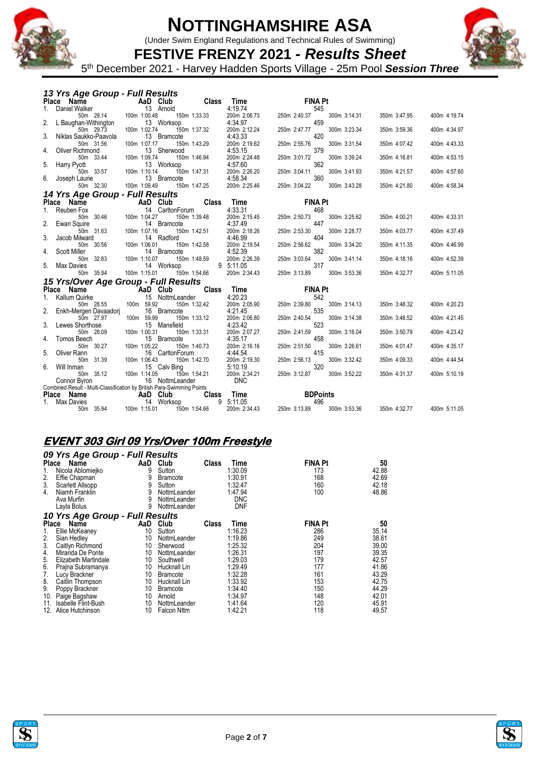# NOTTINGHAMSHIRE ASA

(Under Swim England Regulations and Technical Rules of Swimming)

## FESTIVE FRENZY 2021 - *Results Sheet*

5th December 2021 - Harvey Hadden Sports Village - 25m Pool ***Session Three***

### *13 Yrs Age Group - Full Results*

| Place | Name | AaD | Club | Class | Time | FINA Pt |
|---|---|---|---|---|---|---|
| 1. | Daniel Walker | 13 | Arnold | | 4:19.74 | 545 |
| | 50m 29.14 | 100m 1:00.48 | 150m 1:33.33 | | 200m 2:06.73 | 250m 2:40.37 · 300m 3:14.31 · 350m 3:47.95 · 400m 4:19.74 |
| 2. | L Baughan-Withington | 13 | Worksop | | 4:34.97 | 459 |
| | 50m 29.73 | 100m 1:02.74 | 150m 1:37.32 | | 200m 2:12.24 | 250m 2:47.77 · 300m 3:23.34 · 350m 3:59.36 · 400m 4:34.97 |
| 3. | Niklas Saukko-Paavola | 13 | Bramcote | | 4:43.33 | 420 |
| | 50m 31.56 | 100m 1:07.17 | 150m 1:43.29 | | 200m 2:19.62 | 250m 2:55.76 · 300m 3:31.54 · 350m 4:07.42 · 400m 4:43.33 |
| 4. | Oliver Richmond | 13 | Sherwood | | 4:53.15 | 379 |
| | 50m 33.44 | 100m 1:09.74 | 150m 1:46.94 | | 200m 2:24.48 | 250m 3:01.72 · 300m 3:39.24 · 350m 4:16.81 · 400m 4:53.15 |
| 5. | Harry Pyott | 13 | Worksop | | 4:57.60 | 362 |
| | 50m 33.57 | 100m 1:10.14 | 150m 1:47.31 | | 200m 2:26.20 | 250m 3:04.11 · 300m 3:41.93 · 350m 4:21.57 · 400m 4:57.60 |
| 6. | Joseph Laurie | 13 | Bramcote | | 4:58.34 | 360 |
| | 50m 32.30 | 100m 1:09.49 | 150m 1:47.25 | | 200m 2:25.46 | 250m 3:04.22 · 300m 3:43.28 · 350m 4:21.80 · 400m 4:58.34 |

### *14 Yrs Age Group - Full Results*

| Place | Name | AaD | Club | Class | Time | FINA Pt |
|---|---|---|---|---|---|---|
| 1. | Reuben Fox | 14 | CarltonForum | | 4:33.31 | 468 |
| | 50m 30.46 | 100m 1:04.27 | 150m 1:39.48 | | 200m 2:15.45 | 250m 2:50.73 · 300m 3:25.62 · 350m 4:00.21 · 400m 4:33.31 |
| 2. | Ewan Squire | 14 | Bramcote | | 4:37.49 | 447 |
| | 50m 31.63 | 100m 1:07.16 | 150m 1:42.51 | | 200m 2:18.26 | 250m 2:53.30 · 300m 3:28.77 · 350m 4:03.77 · 400m 4:37.49 |
| 3. | Jacob Milward | 14 | Radford | | 4:46.99 | 404 |
| | 50m 30.56 | 100m 1:06.01 | 150m 1:42.58 | | 200m 2:19.54 | 250m 2:56.62 · 300m 3:34.20 · 350m 4:11.35 · 400m 4:46.99 |
| 4. | Scott Miller | 14 | Bramcote | | 4:52.39 | 382 |
| | 50m 32.83 | 100m 1:10.07 | 150m 1:48.59 | | 200m 2:26.39 | 250m 3:03.64 · 300m 3:41.14 · 350m 4:18.16 · 400m 4:52.39 |
| 5. | Max Davies | 14 | Worksop | 9 | 5:11.05 | 317 |
| | 50m 35.94 | 100m 1:15.01 | 150m 1:54.66 | | 200m 2:34.43 | 250m 3:13.89 · 300m 3:53.36 · 350m 4:32.77 · 400m 5:11.05 |

### *15 Yrs/Over Age Group - Full Results*

| Place | Name | AaD | Club | Class | Time | FINA Pt |
|---|---|---|---|---|---|---|
| 1. | Kallum Quirke | 15 | NottmLeander | | 4:20.23 | 542 |
| | 50m 28.55 | 100m 59.92 | 150m 1:32.42 | | 200m 2:05.90 | 250m 2:39.80 · 300m 3:14.13 · 350m 3:48.32 · 400m 4:20.23 |
| 2. | Enkh-Mergen Davaadorj | 16 | Bramcote | | 4:21.45 | 535 |
| | 50m 27.97 | 100m 59.99 | 150m 1:33.12 | | 200m 2:06.80 | 250m 2:40.54 · 300m 3:14.38 · 350m 3:48.52 · 400m 4:21.45 |
| 3. | Lewes Shorthose | 15 | Mansfield | | 4:23.42 | 523 |
| | 50m 28.09 | 100m 1:00.31 | 150m 1:33.31 | | 200m 2:07.27 | 250m 2:41.59 · 300m 3:16.04 · 350m 3:50.79 · 400m 4:23.42 |
| 4. | Tomos Beech | 15 | Bramcote | | 4:35.17 | 458 |
| | 50m 30.27 | 100m 1:05.22 | 150m 1:40.73 | | 200m 2:16.16 | 250m 2:51.50 · 300m 3:26.61 · 350m 4:01.47 · 400m 4:35.17 |
| 5. | Oliver Rann | 16 | CarltonForum | | 4:44.54 | 415 |
| | 50m 31.39 | 100m 1:06.43 | 150m 1:42.70 | | 200m 2:19.30 | 250m 2:56.13 · 300m 3:32.42 · 350m 4:09.33 · 400m 4:44.54 |
| 6. | Will Inman | 15 | Calv Bing | | 5:10.19 | 320 |
| | 50m 35.12 | 100m 1:14.05 | 150m 1:54.21 | | 200m 2:34.21 | 250m 3:12.87 · 300m 3:52.22 · 350m 4:31.37 · 400m 5:10.19 |
| | Connor Byron | 16 | NottmLeander | | DNC | |

Combined Result - Multi-Classification by British Para-Swimming Points

| Place | Name | AaD | Club | Class | Time | BDPoints |
|---|---|---|---|---|---|---|
| 1. | Max Davies | 14 | Worksop | 9 | 5:11.05 | 496 |
| | 50m 35.94 | 100m 1:15.01 | 150m 1:54.66 | | 200m 2:34.43 | 250m 3:13.89 · 300m 3:53.36 · 350m 4:32.77 · 400m 5:11.05 |

## ***EVENT 303 Girl 09 Yrs/Over 100m Freestyle***

### *09 Yrs Age Group - Full Results*

| Place | Name | AaD | Club | Class | Time | FINA Pt | 50 |
|---|---|---|---|---|---|---|---|
| 1. | Nicola Ablomiejko | 9 | Sutton | | 1:30.09 | 173 | 42.88 |
| 2. | Effie Chapman | 9 | Bramcote | | 1:30.91 | 168 | 42.69 |
| 3. | Scarlett Allsopp | 9 | Sutton | | 1:32.47 | 160 | 42.18 |
| 4. | Niamh Franklin | 9 | NottmLeander | | 1:47.94 | 100 | 48.86 |
| | Ava Murfin | 9 | NottmLeander | | DNC | | |
| | Layla Bolus | 9 | NottmLeander | | DNF | | |

### *10 Yrs Age Group - Full Results*

| Place | Name | AaD | Club | Class | Time | FINA Pt | 50 |
|---|---|---|---|---|---|---|---|
| 1. | Ellie McKeaney | 10 | Sutton | | 1:16.23 | 286 | 35.14 |
| 2. | Sian Hedley | 10 | NottmLeander | | 1:19.86 | 249 | 38.61 |
| 3. | Caitlyn Richmond | 10 | Sherwood | | 1:25.32 | 204 | 39.00 |
| 4. | Miranda De Ponte | 10 | NottmLeander | | 1:26.31 | 197 | 39.35 |
| 5. | Elizabeth Martindale | 10 | Southwell | | 1:29.03 | 179 | 42.57 |
| 6. | Prajna Subramanya | 10 | Hucknall Lin | | 1:29.49 | 177 | 41.86 |
| 7. | Lucy Brackner | 10 | Bramcote | | 1:32.28 | 161 | 43.29 |
| 8. | Caitlin Thompson | 10 | Hucknall Lin | | 1:33.92 | 153 | 42.75 |
| 9. | Poppy Brackner | 10 | Bramcote | | 1:34.40 | 150 | 44.29 |
| 10. | Paige Bagshaw | 10 | Arnold | | 1:34.97 | 148 | 42.01 |
| 11. | Isabelle Flint-Bush | 10 | NottmLeander | | 1:41.64 | 120 | 45.91 |
| 12. | Alice Hutchinson | 10 | Falcon Nttm | | 1:42.21 | 118 | 49.57 |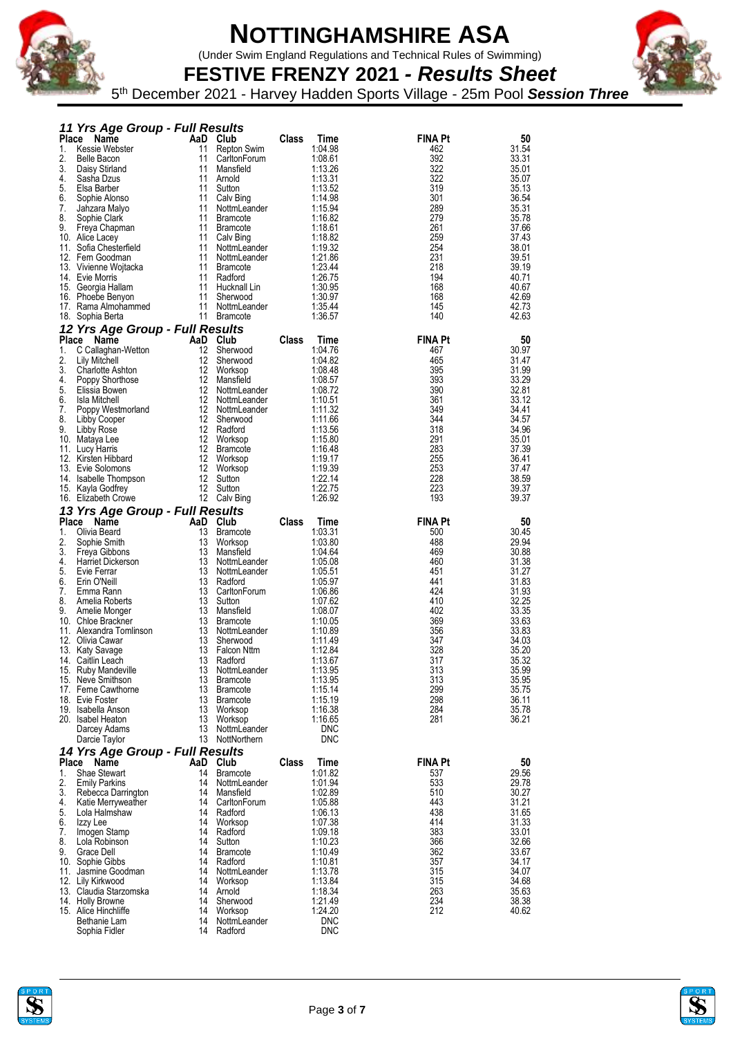# NOTTINGHAMSHIRE ASA

(Under Swim England Regulations and Technical Rules of Swimming)

## FESTIVE FRENZY 2021 - *Results Sheet*

5th December 2021 - Harvey Hadden Sports Village - 25m Pool ***Session Three***

### *11 Yrs Age Group - Full Results*

| Place | Name | AaD | Club | Class | Time | FINA Pt | 50 |
|---|---|---|---|---|---|---|---|
| 1. | Kessie Webster | 11 | Repton Swim | | 1:04.98 | 462 | 31.54 |
| 2. | Belle Bacon | 11 | CarltonForum | | 1:08.61 | 392 | 33.31 |
| 3. | Daisy Stirland | 11 | Mansfield | | 1:13.26 | 322 | 35.01 |
| 4. | Sasha Dzus | 11 | Arnold | | 1:13.31 | 322 | 35.07 |
| 5. | Elsa Barber | 11 | Sutton | | 1:13.52 | 319 | 35.13 |
| 6. | Sophie Alonso | 11 | Calv Bing | | 1:14.98 | 301 | 36.54 |
| 7. | Jahzara Malyo | 11 | NottmLeander | | 1:15.94 | 289 | 35.31 |
| 8. | Sophie Clark | 11 | Bramcote | | 1:16.82 | 279 | 35.78 |
| 9. | Freya Chapman | 11 | Bramcote | | 1:18.61 | 261 | 37.66 |
| 10. | Alice Lacey | 11 | Calv Bing | | 1:18.82 | 259 | 37.43 |
| 11. | Sofia Chesterfield | 11 | NottmLeander | | 1:19.32 | 254 | 38.01 |
| 12. | Fern Goodman | 11 | NottmLeander | | 1:21.86 | 231 | 39.51 |
| 13. | Vivienne Wojtacka | 11 | Bramcote | | 1:23.44 | 218 | 39.19 |
| 14. | Evie Morris | 11 | Radford | | 1:26.75 | 194 | 40.71 |
| 15. | Georgia Hallam | 11 | Hucknall Lin | | 1:30.95 | 168 | 40.67 |
| 16. | Phoebe Benyon | 11 | Sherwood | | 1:30.97 | 168 | 42.69 |
| 17. | Rama Almohammed | 11 | NottmLeander | | 1:35.44 | 145 | 42.73 |
| 18. | Sophia Berta | 11 | Bramcote | | 1:36.57 | 140 | 42.63 |

### *12 Yrs Age Group - Full Results*

| Place | Name | AaD | Club | Class | Time | FINA Pt | 50 |
|---|---|---|---|---|---|---|---|
| 1. | C Callaghan-Wetton | 12 | Sherwood | | 1:04.76 | 467 | 30.97 |
| 2. | Lily Mitchell | 12 | Sherwood | | 1:04.82 | 465 | 31.47 |
| 3. | Charlotte Ashton | 12 | Worksop | | 1:08.48 | 395 | 31.99 |
| 4. | Poppy Shorthose | 12 | Mansfield | | 1:08.57 | 393 | 33.29 |
| 5. | Elissia Bowen | 12 | NottmLeander | | 1:08.72 | 390 | 32.81 |
| 6. | Isla Mitchell | 12 | NottmLeander | | 1:10.51 | 361 | 33.12 |
| 7. | Poppy Westmorland | 12 | NottmLeander | | 1:11.32 | 349 | 34.41 |
| 8. | Libby Cooper | 12 | Sherwood | | 1:11.66 | 344 | 34.57 |
| 9. | Libby Rose | 12 | Radford | | 1:13.56 | 318 | 34.96 |
| 10. | Mataya Lee | 12 | Worksop | | 1:15.80 | 291 | 35.01 |
| 11. | Lucy Harris | 12 | Bramcote | | 1:16.48 | 283 | 37.39 |
| 12. | Kirsten Hibbard | 12 | Worksop | | 1:19.17 | 255 | 36.41 |
| 13. | Evie Solomons | 12 | Worksop | | 1:19.39 | 253 | 37.47 |
| 14. | Isabelle Thompson | 12 | Sutton | | 1:22.14 | 228 | 38.59 |
| 15. | Kayla Godfrey | 12 | Sutton | | 1:22.75 | 223 | 39.37 |
| 16. | Elizabeth Crowe | 12 | Calv Bing | | 1:26.92 | 193 | 39.37 |

### *13 Yrs Age Group - Full Results*

| Place | Name | AaD | Club | Class | Time | FINA Pt | 50 |
|---|---|---|---|---|---|---|---|
| 1. | Olivia Beard | 13 | Bramcote | | 1:03.31 | 500 | 30.45 |
| 2. | Sophie Smith | 13 | Worksop | | 1:03.80 | 488 | 29.94 |
| 3. | Freya Gibbons | 13 | Mansfield | | 1:04.64 | 469 | 30.88 |
| 4. | Harriet Dickerson | 13 | NottmLeander | | 1:05.08 | 460 | 31.38 |
| 5. | Evie Ferrar | 13 | NottmLeander | | 1:05.51 | 451 | 31.27 |
| 6. | Erin O'Neill | 13 | Radford | | 1:05.97 | 441 | 31.83 |
| 7. | Emma Rann | 13 | CarltonForum | | 1:06.86 | 424 | 31.93 |
| 8. | Amelia Roberts | 13 | Sutton | | 1:07.62 | 410 | 32.25 |
| 9. | Amelie Monger | 13 | Mansfield | | 1:08.07 | 402 | 33.35 |
| 10. | Chloe Brackner | 13 | Bramcote | | 1:10.05 | 369 | 33.63 |
| 11. | Alexandra Tomlinson | 13 | NottmLeander | | 1:10.89 | 356 | 33.83 |
| 12. | Olivia Cawar | 13 | Sherwood | | 1:11.49 | 347 | 34.03 |
| 13. | Katy Savage | 13 | Falcon Nttm | | 1:12.84 | 328 | 35.20 |
| 14. | Caitlin Leach | 13 | Radford | | 1:13.67 | 317 | 35.32 |
| 15. | Ruby Mandeville | 13 | NottmLeander | | 1:13.95 | 313 | 35.99 |
| 15. | Neve Smithson | 13 | Bramcote | | 1:13.95 | 313 | 35.95 |
| 17. | Ferne Cawthorne | 13 | Bramcote | | 1:15.14 | 299 | 35.75 |
| 18. | Evie Foster | 13 | Bramcote | | 1:15.19 | 298 | 36.11 |
| 19. | Isabella Anson | 13 | Worksop | | 1:16.38 | 284 | 35.78 |
| 20. | Isabel Heaton | 13 | Worksop | | 1:16.65 | 281 | 36.21 |
| | Darcey Adams | 13 | NottmLeander | | DNC | | |
| | Darcie Taylor | 13 | NottNorthern | | DNC | | |

### *14 Yrs Age Group - Full Results*

| Place | Name | AaD | Club | Class | Time | FINA Pt | 50 |
|---|---|---|---|---|---|---|---|
| 1. | Shae Stewart | 14 | Bramcote | | 1:01.82 | 537 | 29.56 |
| 2. | Emily Parkins | 14 | NottmLeander | | 1:01.94 | 533 | 29.78 |
| 3. | Rebecca Darrington | 14 | Mansfield | | 1:02.89 | 510 | 30.27 |
| 4. | Katie Merryweather | 14 | CarltonForum | | 1:05.88 | 443 | 31.21 |
| 5. | Lola Halmshaw | 14 | Radford | | 1:06.13 | 438 | 31.65 |
| 6. | Izzy Lee | 14 | Worksop | | 1:07.38 | 414 | 31.33 |
| 7. | Imogen Stamp | 14 | Radford | | 1:09.18 | 383 | 33.01 |
| 8. | Lola Robinson | 14 | Sutton | | 1:10.23 | 366 | 32.66 |
| 9. | Grace Dell | 14 | Bramcote | | 1:10.49 | 362 | 33.67 |
| 10. | Sophie Gibbs | 14 | Radford | | 1:10.81 | 357 | 34.17 |
| 11. | Jasmine Goodman | 14 | NottmLeander | | 1:13.78 | 315 | 34.07 |
| 12. | Lily Kirkwood | 14 | Worksop | | 1:13.84 | 315 | 34.68 |
| 13. | Claudia Starzomska | 14 | Arnold | | 1:18.34 | 263 | 35.63 |
| 14. | Holly Browne | 14 | Sherwood | | 1:21.49 | 234 | 38.38 |
| 15. | Alice Hinchliffe | 14 | Worksop | | 1:24.20 | 212 | 40.62 |
| | Bethanie Lam | 14 | NottmLeander | | DNC | | |
| | Sophia Fidler | 14 | Radford | | DNC | | |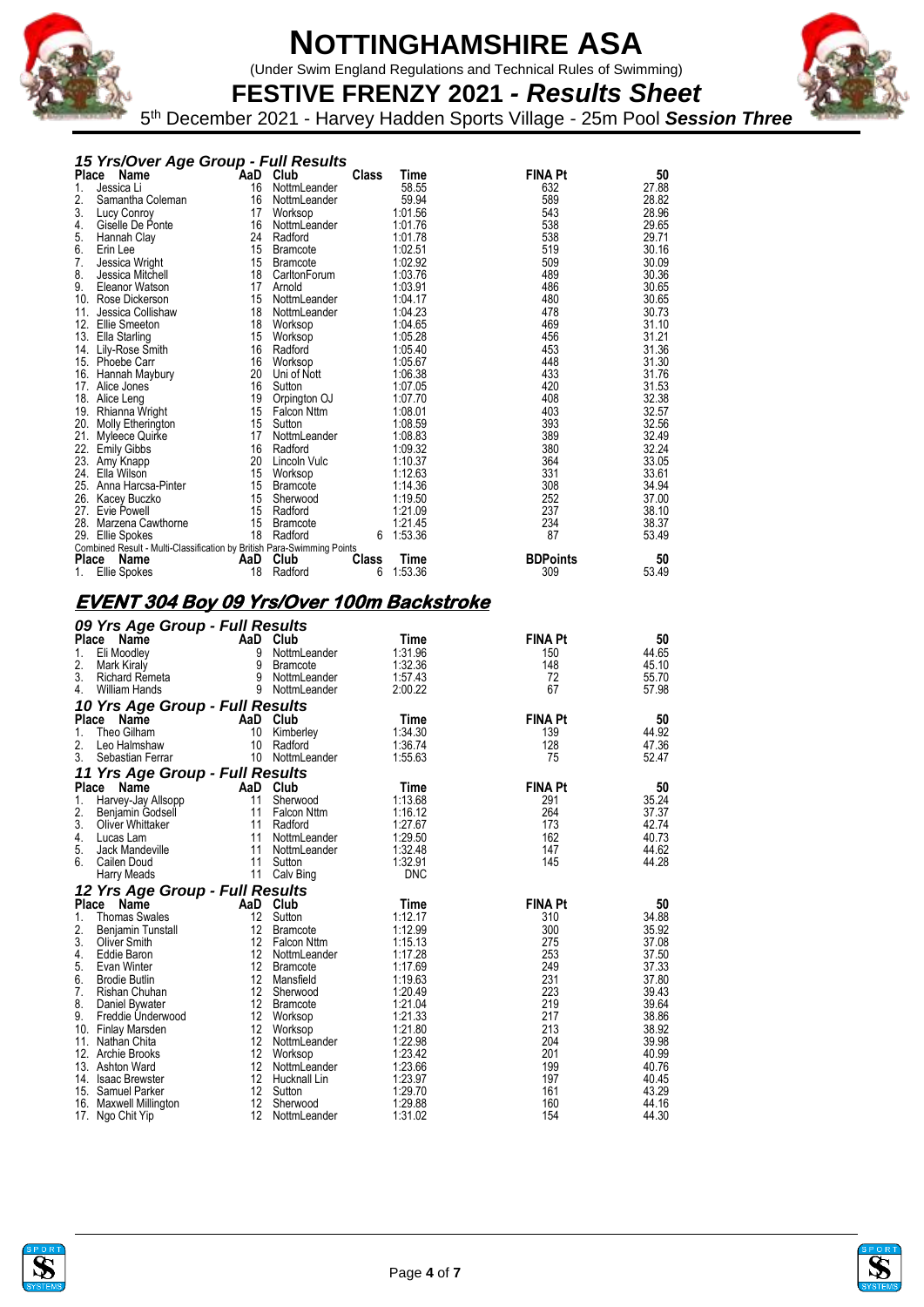# NOTTINGHAMSHIRE ASA

(Under Swim England Regulations and Technical Rules of Swimming)

## FESTIVE FRENZY 2021 - *Results Sheet*

5th December 2021 - Harvey Hadden Sports Village - 25m Pool ***Session Three***

### *15 Yrs/Over Age Group - Full Results*

| Place | Name | AaD | Club | Class | Time | FINA Pt | 50 |
|---|---|---|---|---|---|---|---|
| 1. | Jessica Li | 16 | NottmLeander | | 58.55 | 632 | 27.88 |
| 2. | Samantha Coleman | 16 | NottmLeander | | 59.94 | 589 | 28.82 |
| 3. | Lucy Conroy | 17 | Worksop | | 1:01.56 | 543 | 28.96 |
| 4. | Giselle De Ponte | 16 | NottmLeander | | 1:01.76 | 538 | 29.65 |
| 5. | Hannah Clay | 24 | Radford | | 1:01.78 | 538 | 29.71 |
| 6. | Erin Lee | 15 | Bramcote | | 1:02.51 | 519 | 30.16 |
| 7. | Jessica Wright | 15 | Bramcote | | 1:02.92 | 509 | 30.09 |
| 8. | Jessica Mitchell | 18 | CarltonForum | | 1:03.76 | 489 | 30.36 |
| 9. | Eleanor Watson | 17 | Arnold | | 1:03.91 | 486 | 30.65 |
| 10. | Rose Dickerson | 15 | NottmLeander | | 1:04.17 | 480 | 30.65 |
| 11. | Jessica Collishaw | 18 | NottmLeander | | 1:04.23 | 478 | 30.73 |
| 12. | Ellie Smeeton | 18 | Worksop | | 1:04.65 | 469 | 31.10 |
| 13. | Ella Starling | 15 | Worksop | | 1:05.28 | 456 | 31.21 |
| 14. | Lily-Rose Smith | 16 | Radford | | 1:05.40 | 453 | 31.36 |
| 15. | Phoebe Carr | 16 | Worksop | | 1:05.67 | 448 | 31.30 |
| 16. | Hannah Maybury | 20 | Uni of Nott | | 1:06.38 | 433 | 31.76 |
| 17. | Alice Jones | 16 | Sutton | | 1:07.05 | 420 | 31.53 |
| 18. | Alice Leng | 19 | Orpington OJ | | 1:07.70 | 408 | 32.38 |
| 19. | Rhianna Wright | 15 | Falcon Nttm | | 1:08.01 | 403 | 32.57 |
| 20. | Molly Etherington | 15 | Sutton | | 1:08.59 | 393 | 32.56 |
| 21. | Myleece Quirke | 17 | NottmLeander | | 1:08.83 | 389 | 32.49 |
| 22. | Emily Gibbs | 16 | Radford | | 1:09.32 | 380 | 32.24 |
| 23. | Amy Knapp | 20 | Lincoln Vulc | | 1:10.37 | 364 | 33.05 |
| 24. | Ella Wilson | 15 | Worksop | | 1:12.63 | 331 | 33.61 |
| 25. | Anna Harcsa-Pinter | 15 | Bramcote | | 1:14.36 | 308 | 34.94 |
| 26. | Kacey Buczko | 15 | Sherwood | | 1:19.50 | 252 | 37.00 |
| 27. | Evie Powell | 15 | Radford | | 1:21.09 | 237 | 38.10 |
| 28. | Marzena Cawthorne | 15 | Bramcote | | 1:21.45 | 234 | 38.37 |
| 29. | Ellie Spokes | 18 | Radford | 6 | 1:53.36 | 87 | 53.49 |

Combined Result - Multi-Classification by British Para-Swimming Points

| Place | Name | AaD | Club | Class | Time | BDPoints | 50 |
|---|---|---|---|---|---|---|---|
| 1. | Ellie Spokes | 18 | Radford | 6 | 1:53.36 | 309 | 53.49 |

## EVENT 304 Boy 09 Yrs/Over 100m Backstroke

### *09 Yrs Age Group - Full Results*

| Place | Name | AaD | Club | Time | FINA Pt | 50 |
|---|---|---|---|---|---|---|
| 1. | Eli Moodley | 9 | NottmLeander | 1:31.96 | 150 | 44.65 |
| 2. | Mark Kiraly | 9 | Bramcote | 1:32.36 | 148 | 45.10 |
| 3. | Richard Remeta | 9 | NottmLeander | 1:57.43 | 72 | 55.70 |
| 4. | William Hands | 9 | NottmLeander | 2:00.22 | 67 | 57.98 |

### *10 Yrs Age Group - Full Results*

| Place | Name | AaD | Club | Time | FINA Pt | 50 |
|---|---|---|---|---|---|---|
| 1. | Theo Gilham | 10 | Kimberley | 1:34.30 | 139 | 44.92 |
| 2. | Leo Halmshaw | 10 | Radford | 1:36.74 | 128 | 47.36 |
| 3. | Sebastian Ferrar | 10 | NottmLeander | 1:55.63 | 75 | 52.47 |

### *11 Yrs Age Group - Full Results*

| Place | Name | AaD | Club | Time | FINA Pt | 50 |
|---|---|---|---|---|---|---|
| 1. | Harvey-Jay Allsopp | 11 | Sherwood | 1:13.68 | 291 | 35.24 |
| 2. | Benjamin Godsell | 11 | Falcon Nttm | 1:16.12 | 264 | 37.37 |
| 3. | Oliver Whittaker | 11 | Radford | 1:27.67 | 173 | 42.74 |
| 4. | Lucas Lam | 11 | NottmLeander | 1:29.50 | 162 | 40.73 |
| 5. | Jack Mandeville | 11 | NottmLeander | 1:32.48 | 147 | 44.62 |
| 6. | Cailen Doud | 11 | Sutton | 1:32.91 | 145 | 44.28 |
| | Harry Meads | 11 | Calv Bing | DNC | | |

### *12 Yrs Age Group - Full Results*

| Place | Name | AaD | Club | Time | FINA Pt | 50 |
|---|---|---|---|---|---|---|
| 1. | Thomas Swales | 12 | Sutton | 1:12.17 | 310 | 34.88 |
| 2. | Benjamin Tunstall | 12 | Bramcote | 1:12.99 | 300 | 35.92 |
| 3. | Oliver Smith | 12 | Falcon Nttm | 1:15.13 | 275 | 37.08 |
| 4. | Eddie Baron | 12 | NottmLeander | 1:17.28 | 253 | 37.50 |
| 5. | Evan Winter | 12 | Bramcote | 1:17.69 | 249 | 37.33 |
| 6. | Brodie Butlin | 12 | Mansfield | 1:19.63 | 231 | 37.80 |
| 7. | Rishan Chuhan | 12 | Sherwood | 1:20.49 | 223 | 39.43 |
| 8. | Daniel Bywater | 12 | Bramcote | 1:21.04 | 219 | 39.64 |
| 9. | Freddie Underwood | 12 | Worksop | 1:21.33 | 217 | 38.86 |
| 10. | Finlay Marsden | 12 | Worksop | 1:21.80 | 213 | 38.92 |
| 11. | Nathan Chita | 12 | NottmLeander | 1:22.98 | 204 | 39.98 |
| 12. | Archie Brooks | 12 | Worksop | 1:23.42 | 201 | 40.99 |
| 13. | Ashton Ward | 12 | NottmLeander | 1:23.66 | 199 | 40.76 |
| 14. | Isaac Brewster | 12 | Hucknall Lin | 1:23.97 | 197 | 40.45 |
| 15. | Samuel Parker | 12 | Sutton | 1:29.70 | 161 | 43.29 |
| 16. | Maxwell Millington | 12 | Sherwood | 1:29.88 | 160 | 44.16 |
| 17. | Ngo Chit Yip | 12 | NottmLeander | 1:31.02 | 154 | 44.30 |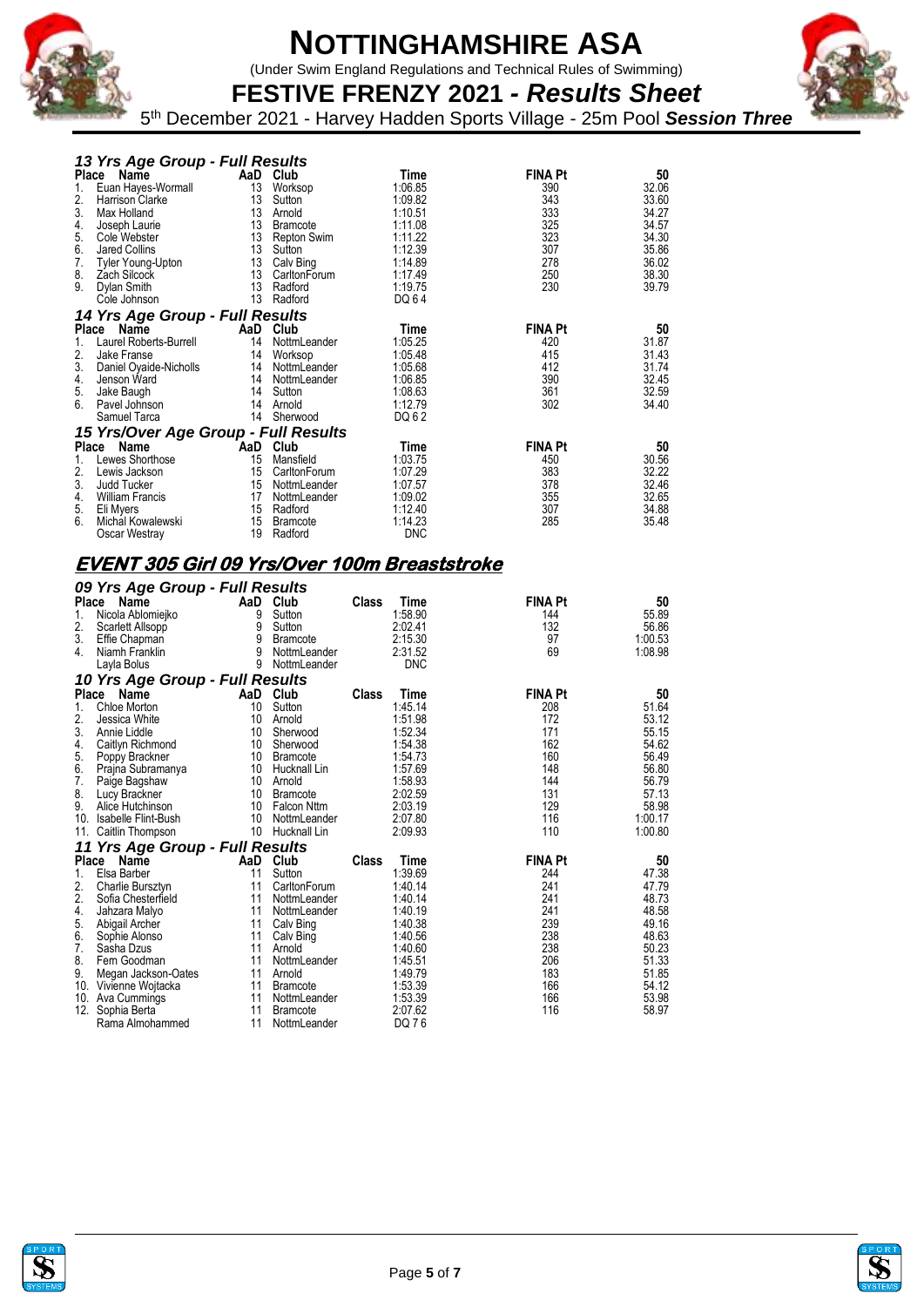# NOTTINGHAMSHIRE ASA

(Under Swim England Regulations and Technical Rules of Swimming)

## FESTIVE FRENZY 2021 - *Results Sheet*

5th December 2021 - Harvey Hadden Sports Village - 25m Pool ***Session Three***

### *13 Yrs Age Group - Full Results*

| Place | Name | AaD | Club | Time | FINA Pt | 50 |
|---|---|---|---|---|---|---|
| 1. | Euan Hayes-Wormall | 13 | Worksop | 1:06.85 | 390 | 32.06 |
| 2. | Harrison Clarke | 13 | Sutton | 1:09.82 | 343 | 33.60 |
| 3. | Max Holland | 13 | Arnold | 1:10.51 | 333 | 34.27 |
| 4. | Joseph Laurie | 13 | Bramcote | 1:11.08 | 325 | 34.57 |
| 5. | Cole Webster | 13 | Repton Swim | 1:11.22 | 323 | 34.30 |
| 6. | Jared Collins | 13 | Sutton | 1:12.39 | 307 | 35.86 |
| 7. | Tyler Young-Upton | 13 | Calv Bing | 1:14.89 | 278 | 36.02 |
| 8. | Zach Silcock | 13 | CarltonForum | 1:17.49 | 250 | 38.30 |
| 9. | Dylan Smith | 13 | Radford | 1:19.75 | 230 | 39.79 |
| | Cole Johnson | 13 | Radford | DQ 6 4 | | |

### *14 Yrs Age Group - Full Results*

| Place | Name | AaD | Club | Time | FINA Pt | 50 |
|---|---|---|---|---|---|---|
| 1. | Laurel Roberts-Burrell | 14 | NottmLeander | 1:05.25 | 420 | 31.87 |
| 2. | Jake Franse | 14 | Worksop | 1:05.48 | 415 | 31.43 |
| 3. | Daniel Oyaide-Nicholls | 14 | NottmLeander | 1:05.68 | 412 | 31.74 |
| 4. | Jenson Ward | 14 | NottmLeander | 1:06.85 | 390 | 32.45 |
| 5. | Jake Baugh | 14 | Sutton | 1:08.63 | 361 | 32.59 |
| 6. | Pavel Johnson | 14 | Arnold | 1:12.79 | 302 | 34.40 |
| | Samuel Tarca | 14 | Sherwood | DQ 6 2 | | |

### *15 Yrs/Over Age Group - Full Results*

| Place | Name | AaD | Club | Time | FINA Pt | 50 |
|---|---|---|---|---|---|---|
| 1. | Lewes Shorthose | 15 | Mansfield | 1:03.75 | 450 | 30.56 |
| 2. | Lewis Jackson | 15 | CarltonForum | 1:07.29 | 383 | 32.22 |
| 3. | Judd Tucker | 15 | NottmLeander | 1:07.57 | 378 | 32.46 |
| 4. | William Francis | 17 | NottmLeander | 1:09.02 | 355 | 32.65 |
| 5. | Eli Myers | 15 | Radford | 1:12.40 | 307 | 34.88 |
| 6. | Michal Kowalewski | 15 | Bramcote | 1:14.23 | 285 | 35.48 |
| | Oscar Westray | 19 | Radford | DNC | | |

## *EVENT 305 Girl 09 Yrs/Over 100m Breaststroke*

### *09 Yrs Age Group - Full Results*

| Place | Name | AaD | Club | Class | Time | FINA Pt | 50 |
|---|---|---|---|---|---|---|---|
| 1. | Nicola Ablomiejko | 9 | Sutton | | 1:58.90 | 144 | 55.89 |
| 2. | Scarlett Allsopp | 9 | Sutton | | 2:02.41 | 132 | 56.86 |
| 3. | Effie Chapman | 9 | Bramcote | | 2:15.30 | 97 | 1:00.53 |
| 4. | Niamh Franklin | 9 | NottmLeander | | 2:31.52 | 69 | 1:08.98 |
| | Layla Bolus | 9 | NottmLeander | | DNC | | |

### *10 Yrs Age Group - Full Results*

| Place | Name | AaD | Club | Class | Time | FINA Pt | 50 |
|---|---|---|---|---|---|---|---|
| 1. | Chloe Morton | 10 | Sutton | | 1:45.14 | 208 | 51.64 |
| 2. | Jessica White | 10 | Arnold | | 1:51.98 | 172 | 53.12 |
| 3. | Annie Liddle | 10 | Sherwood | | 1:52.34 | 171 | 55.15 |
| 4. | Caitlyn Richmond | 10 | Sherwood | | 1:54.38 | 162 | 54.62 |
| 5. | Poppy Brackner | 10 | Bramcote | | 1:54.73 | 160 | 56.49 |
| 6. | Prajna Subramanya | 10 | Hucknall Lin | | 1:57.69 | 148 | 56.80 |
| 7. | Paige Bagshaw | 10 | Arnold | | 1:58.93 | 144 | 56.79 |
| 8. | Lucy Brackner | 10 | Bramcote | | 2:02.59 | 131 | 57.13 |
| 9. | Alice Hutchinson | 10 | Falcon Nttm | | 2:03.19 | 129 | 58.98 |
| 10. | Isabelle Flint-Bush | 10 | NottmLeander | | 2:07.80 | 116 | 1:00.17 |
| 11. | Caitlin Thompson | 10 | Hucknall Lin | | 2:09.93 | 110 | 1:00.80 |

### *11 Yrs Age Group - Full Results*

| Place | Name | AaD | Club | Class | Time | FINA Pt | 50 |
|---|---|---|---|---|---|---|---|
| 1. | Elsa Barber | 11 | Sutton | | 1:39.69 | 244 | 47.38 |
| 2. | Charlie Bursztyn | 11 | CarltonForum | | 1:40.14 | 241 | 47.79 |
| 2. | Sofia Chesterfield | 11 | NottmLeander | | 1:40.14 | 241 | 48.73 |
| 4. | Jahzara Malyo | 11 | NottmLeander | | 1:40.19 | 241 | 48.58 |
| 5. | Abigail Archer | 11 | Calv Bing | | 1:40.38 | 239 | 49.16 |
| 6. | Sophie Alonso | 11 | Calv Bing | | 1:40.56 | 238 | 48.63 |
| 7. | Sasha Dzus | 11 | Arnold | | 1:40.60 | 238 | 50.23 |
| 8. | Fern Goodman | 11 | NottmLeander | | 1:45.51 | 206 | 51.33 |
| 9. | Megan Jackson-Oates | 11 | Arnold | | 1:49.79 | 183 | 51.85 |
| 10. | Vivienne Wojtacka | 11 | Bramcote | | 1:53.39 | 166 | 54.12 |
| 10. | Ava Cummings | 11 | NottmLeander | | 1:53.39 | 166 | 53.98 |
| 12. | Sophia Berta | 11 | Bramcote | | 2:07.62 | 116 | 58.97 |
| | Rama Almohammed | 11 | NottmLeander | | DQ 7 6 | | |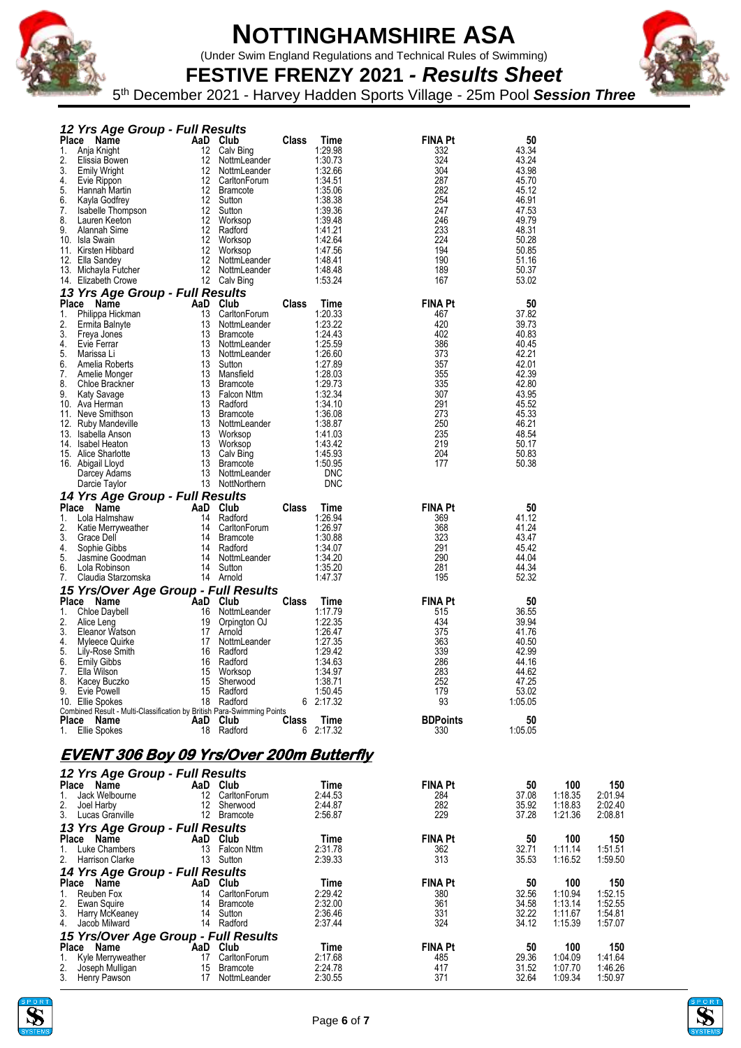# NOTTINGHAMSHIRE ASA

(Under Swim England Regulations and Technical Rules of Swimming)

## FESTIVE FRENZY 2021 - *Results Sheet*

5th December 2021 - Harvey Hadden Sports Village - 25m Pool ***Session Three***

### *12 Yrs Age Group - Full Results*

| Place | Name | AaD | Club | Class | Time | FINA Pt | 50 |
|---|---|---|---|---|---|---|---|
| 1. | Anja Knight | 12 | Calv Bing | | 1:29.98 | 332 | 43.34 |
| 2. | Elissia Bowen | 12 | NottmLeander | | 1:30.73 | 324 | 43.24 |
| 3. | Emily Wright | 12 | NottmLeander | | 1:32.66 | 304 | 43.98 |
| 4. | Evie Rippon | 12 | CarltonForum | | 1:34.51 | 287 | 45.70 |
| 5. | Hannah Martin | 12 | Bramcote | | 1:35.06 | 282 | 45.12 |
| 6. | Kayla Godfrey | 12 | Sutton | | 1:38.38 | 254 | 46.91 |
| 7. | Isabelle Thompson | 12 | Sutton | | 1:39.36 | 247 | 47.53 |
| 8. | Lauren Keeton | 12 | Worksop | | 1:39.48 | 246 | 49.79 |
| 9. | Alannah Sime | 12 | Radford | | 1:41.21 | 233 | 48.31 |
| 10. | Isla Swain | 12 | Worksop | | 1:42.64 | 224 | 50.28 |
| 11. | Kirsten Hibbard | 12 | Worksop | | 1:47.56 | 194 | 50.85 |
| 12. | Ella Sandey | 12 | NottmLeander | | 1:48.41 | 190 | 51.16 |
| 13. | Michayla Futcher | 12 | NottmLeander | | 1:48.48 | 189 | 50.37 |
| 14. | Elizabeth Crowe | 12 | Calv Bing | | 1:53.24 | 167 | 53.02 |

### *13 Yrs Age Group - Full Results*

| Place | Name | AaD | Club | Class | Time | FINA Pt | 50 |
|---|---|---|---|---|---|---|---|
| 1. | Philippa Hickman | 13 | CarltonForum | | 1:20.33 | 467 | 37.82 |
| 2. | Ermita Balnyte | 13 | NottmLeander | | 1:23.22 | 420 | 39.73 |
| 3. | Freya Jones | 13 | Bramcote | | 1:24.43 | 402 | 40.83 |
| 4. | Evie Ferrar | 13 | NottmLeander | | 1:25.59 | 386 | 40.45 |
| 5. | Marissa Li | 13 | NottmLeander | | 1:26.60 | 373 | 42.21 |
| 6. | Amelia Roberts | 13 | Sutton | | 1:27.89 | 357 | 42.01 |
| 7. | Amelie Monger | 13 | Mansfield | | 1:28.03 | 355 | 42.39 |
| 8. | Chloe Brackner | 13 | Bramcote | | 1:29.73 | 335 | 42.80 |
| 9. | Katy Savage | 13 | Falcon Nttm | | 1:32.34 | 307 | 43.95 |
| 10. | Ava Herman | 13 | Radford | | 1:34.10 | 291 | 45.52 |
| 11. | Neve Smithson | 13 | Bramcote | | 1:36.08 | 273 | 45.33 |
| 12. | Ruby Mandeville | 13 | NottmLeander | | 1:38.87 | 250 | 46.21 |
| 13. | Isabella Anson | 13 | Worksop | | 1:41.03 | 235 | 48.54 |
| 14. | Isabel Heaton | 13 | Worksop | | 1:43.42 | 219 | 50.17 |
| 15. | Alice Sharlotte | 13 | Calv Bing | | 1:45.93 | 204 | 50.83 |
| 16. | Abigail Lloyd | 13 | Bramcote | | 1:50.95 | 177 | 50.38 |
| | Darcey Adams | 13 | NottmLeander | | DNC | | |
| | Darcie Taylor | 13 | NottNorthern | | DNC | | |

### *14 Yrs Age Group - Full Results*

| Place | Name | AaD | Club | Class | Time | FINA Pt | 50 |
|---|---|---|---|---|---|---|---|
| 1. | Lola Halmshaw | 14 | Radford | | 1:26.94 | 369 | 41.12 |
| 2. | Katie Merryweather | 14 | CarltonForum | | 1:26.97 | 368 | 41.24 |
| 3. | Grace Dell | 14 | Bramcote | | 1:30.88 | 323 | 43.47 |
| 4. | Sophie Gibbs | 14 | Radford | | 1:34.07 | 291 | 45.42 |
| 5. | Jasmine Goodman | 14 | NottmLeander | | 1:34.20 | 290 | 44.04 |
| 6. | Lola Robinson | 14 | Sutton | | 1:35.20 | 281 | 44.34 |
| 7. | Claudia Starzomska | 14 | Arnold | | 1:47.37 | 195 | 52.32 |

### *15 Yrs/Over Age Group - Full Results*

| Place | Name | AaD | Club | Class | Time | FINA Pt | 50 |
|---|---|---|---|---|---|---|---|
| 1. | Chloe Daybell | 16 | NottmLeander | | 1:17.79 | 515 | 36.55 |
| 2. | Alice Leng | 19 | Orpington OJ | | 1:22.35 | 434 | 39.94 |
| 3. | Eleanor Watson | 17 | Arnold | | 1:26.47 | 375 | 41.76 |
| 4. | Myleece Quirke | 17 | NottmLeander | | 1:27.35 | 363 | 40.50 |
| 5. | Lily-Rose Smith | 16 | Radford | | 1:29.42 | 339 | 42.99 |
| 6. | Emily Gibbs | 16 | Radford | | 1:34.63 | 286 | 44.16 |
| 7. | Ella Wilson | 15 | Worksop | | 1:34.97 | 283 | 44.62 |
| 8. | Kacey Buczko | 15 | Sherwood | | 1:38.71 | 252 | 47.25 |
| 9. | Evie Powell | 15 | Radford | | 1:50.45 | 179 | 53.02 |
| 10. | Ellie Spokes | 18 | Radford | 6 | 2:17.32 | 93 | 1:05.05 |

Combined Result - Multi-Classification by British Para-Swimming Points

| Place | Name | AaD | Club | Class | Time | BDPoints | 50 |
|---|---|---|---|---|---|---|---|
| 1. | Ellie Spokes | 18 | Radford | 6 | 2:17.32 | 330 | 1:05.05 |

## *EVENT 306 Boy 09 Yrs/Over 200m Butterfly*

### *12 Yrs Age Group - Full Results*

| Place | Name | AaD | Club | Time | FINA Pt | 50 | 100 | 150 |
|---|---|---|---|---|---|---|---|---|
| 1. | Jack Welbourne | 12 | CarltonForum | 2:44.53 | 284 | 37.08 | 1:18.35 | 2:01.94 |
| 2. | Joel Harby | 12 | Sherwood | 2:44.87 | 282 | 35.92 | 1:18.83 | 2:02.40 |
| 3. | Lucas Granville | 12 | Bramcote | 2:56.87 | 229 | 37.28 | 1:21.36 | 2:08.81 |

### *13 Yrs Age Group - Full Results*

| Place | Name | AaD | Club | Time | FINA Pt | 50 | 100 | 150 |
|---|---|---|---|---|---|---|---|---|
| 1. | Luke Chambers | 13 | Falcon Nttm | 2:31.78 | 362 | 32.71 | 1:11.14 | 1:51.51 |
| 2. | Harrison Clarke | 13 | Sutton | 2:39.33 | 313 | 35.53 | 1:16.52 | 1:59.50 |

### *14 Yrs Age Group - Full Results*

| Place | Name | AaD | Club | Time | FINA Pt | 50 | 100 | 150 |
|---|---|---|---|---|---|---|---|---|
| 1. | Reuben Fox | 14 | CarltonForum | 2:29.42 | 380 | 32.56 | 1:10.94 | 1:52.15 |
| 2. | Ewan Squire | 14 | Bramcote | 2:32.00 | 361 | 34.58 | 1:13.14 | 1:52.55 |
| 3. | Harry McKeaney | 14 | Sutton | 2:36.46 | 331 | 32.22 | 1:11.67 | 1:54.81 |
| 4. | Jacob Milward | 14 | Radford | 2:37.44 | 324 | 34.12 | 1:15.39 | 1:57.07 |

### *15 Yrs/Over Age Group - Full Results*

| Place | Name | AaD | Club | Time | FINA Pt | 50 | 100 | 150 |
|---|---|---|---|---|---|---|---|---|
| 1. | Kyle Merryweather | 17 | CarltonForum | 2:17.68 | 485 | 29.36 | 1:04.09 | 1:41.64 |
| 2. | Joseph Mulligan | 15 | Bramcote | 2:24.78 | 417 | 31.52 | 1:07.70 | 1:46.26 |
| 3. | Henry Pawson | 17 | NottmLeander | 2:30.55 | 371 | 32.64 | 1:09.34 | 1:50.97 |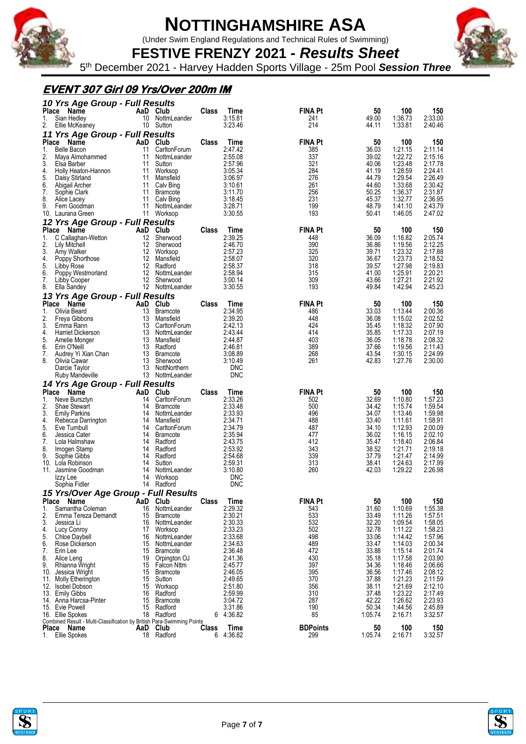# NOTTINGHAMSHIRE ASA

(Under Swim England Regulations and Technical Rules of Swimming)

## FESTIVE FRENZY 2021 - *Results Sheet*

5th December 2021 - Harvey Hadden Sports Village - 25m Pool ***Session Three***

## *EVENT 307 Girl 09 Yrs/Over 200m IM*

### *10 Yrs Age Group - Full Results*

| Place | Name | AaD | Club | Class | Time | FINA Pt | 50 | 100 | 150 |
|---|---|---|---|---|---|---|---|---|---|
| 1. | Sian Hedley | 10 | NottmLeander | | 3:15.81 | 241 | 49.00 | 1:36.73 | 2:33.00 |
| 2. | Ellie McKeaney | 10 | Sutton | | 3:23.46 | 214 | 44.11 | 1:33.81 | 2:40.46 |

### *11 Yrs Age Group - Full Results*

| Place | Name | AaD | Club | Class | Time | FINA Pt | 50 | 100 | 150 |
|---|---|---|---|---|---|---|---|---|---|
| 1. | Belle Bacon | 11 | CarltonForum | | 2:47.42 | 385 | 36.03 | 1:21.15 | 2:11.14 |
| 2. | Maya Almohammed | 11 | NottmLeander | | 2:55.08 | 337 | 39.02 | 1:22.72 | 2:15.16 |
| 3. | Elsa Barber | 11 | Sutton | | 2:57.96 | 321 | 40.06 | 1:23.48 | 2:17.78 |
| 4. | Holly Heaton-Hannon | 11 | Worksop | | 3:05.34 | 284 | 41.19 | 1:28.59 | 2:24.41 |
| 5. | Daisy Stirland | 11 | Mansfield | | 3:06.97 | 276 | 44.79 | 1:29.54 | 2:26.49 |
| 6. | Abigail Archer | 11 | Calv Bing | | 3:10.61 | 261 | 44.60 | 1:33.68 | 2:30.42 |
| 7. | Sophie Clark | 11 | Bramcote | | 3:11.70 | 256 | 50.25 | 1:36.37 | 2:31.87 |
| 8. | Alice Lacey | 11 | Calv Bing | | 3:18.45 | 231 | 45.37 | 1:32.77 | 2:36.95 |
| 9. | Fern Goodman | 11 | NottmLeander | | 3:28.71 | 199 | 48.79 | 1:41.10 | 2:43.79 |
| 10. | Laurana Green | 11 | Worksop | | 3:30.55 | 193 | 50.41 | 1:46.05 | 2:47.02 |

### *12 Yrs Age Group - Full Results*

| Place | Name | AaD | Club | Class | Time | FINA Pt | 50 | 100 | 150 |
|---|---|---|---|---|---|---|---|---|---|
| 1. | C Callaghan-Wetton | 12 | Sherwood | | 2:39.25 | 448 | 36.09 | 1:16.82 | 2:05.74 |
| 2. | Lily Mitchell | 12 | Sherwood | | 2:46.70 | 390 | 36.86 | 1:19.56 | 2:12.25 |
| 3. | Amy Walker | 12 | Worksop | | 2:57.23 | 325 | 39.71 | 1:23.32 | 2:17.88 |
| 4. | Poppy Shorthose | 12 | Mansfield | | 2:58.07 | 320 | 36.67 | 1:23.73 | 2:18.52 |
| 5. | Libby Rose | 12 | Radford | | 2:58.37 | 318 | 39.57 | 1:27.98 | 2:19.83 |
| 6. | Poppy Westmorland | 12 | NottmLeander | | 2:58.94 | 315 | 41.00 | 1:25.91 | 2:20.21 |
| 7. | Libby Cooper | 12 | Sherwood | | 3:00.14 | 309 | 43.66 | 1:27.21 | 2:21.92 |
| 8. | Ella Sandey | 12 | NottmLeander | | 3:30.55 | 193 | 49.84 | 1:42.94 | 2:45.23 |

### *13 Yrs Age Group - Full Results*

| Place | Name | AaD | Club | Class | Time | FINA Pt | 50 | 100 | 150 |
|---|---|---|---|---|---|---|---|---|---|
| 1. | Olivia Beard | 13 | Bramcote | | 2:34.95 | 486 | 33.03 | 1:13.44 | 2:00.36 |
| 2. | Freya Gibbons | 13 | Mansfield | | 2:39.20 | 448 | 36.08 | 1:15.02 | 2:02.52 |
| 3. | Emma Rann | 13 | CarltonForum | | 2:42.13 | 424 | 35.45 | 1:18.32 | 2:07.90 |
| 4. | Harriet Dickerson | 13 | NottmLeander | | 2:43.44 | 414 | 35.85 | 1:17.33 | 2:07.19 |
| 5. | Amelie Monger | 13 | Mansfield | | 2:44.87 | 403 | 36.05 | 1:18.78 | 2:08.32 |
| 6. | Erin O'Neill | 13 | Radford | | 2:46.81 | 389 | 37.66 | 1:19.56 | 2:11.43 |
| 7. | Audrey Yi Xian Chan | 13 | Bramcote | | 3:08.89 | 268 | 43.54 | 1:30.15 | 2:24.99 |
| 8. | Olivia Cawar | 13 | Sherwood | | 3:10.49 | 261 | 42.83 | 1:27.76 | 2:30.00 |
| | Darcie Taylor | 13 | NottNorthern | | DNC | | | | |
| | Ruby Mandeville | 13 | NottmLeander | | DNC | | | | |

### *14 Yrs Age Group - Full Results*

| Place | Name | AaD | Club | Class | Time | FINA Pt | 50 | 100 | 150 |
|---|---|---|---|---|---|---|---|---|---|
| 1. | Neve Bursztyn | 14 | CarltonForum | | 2:33.26 | 502 | 32.69 | 1:10.80 | 1:57.23 |
| 2. | Shae Stewart | 14 | Bramcote | | 2:33.48 | 500 | 34.42 | 1:15.74 | 1:59.54 |
| 3. | Emily Parkins | 14 | NottmLeander | | 2:33.93 | 496 | 34.07 | 1:13.46 | 1:59.98 |
| 4. | Rebecca Darrington | 14 | Mansfield | | 2:34.71 | 488 | 33.40 | 1:11.61 | 1:58.91 |
| 5. | Eve Turnbull | 14 | CarltonForum | | 2:34.79 | 487 | 34.10 | 1:12.93 | 2:00.09 |
| 6. | Jessica Cater | 14 | Bramcote | | 2:35.94 | 477 | 36.02 | 1:16.15 | 2:02.10 |
| 7. | Lola Halmshaw | 14 | Radford | | 2:43.75 | 412 | 35.47 | 1:18.40 | 2:06.84 |
| 8. | Imogen Stamp | 14 | Radford | | 2:53.92 | 343 | 38.52 | 1:21.71 | 2:19.18 |
| 9. | Sophie Gibbs | 14 | Radford | | 2:54.68 | 339 | 37.79 | 1:21.47 | 2:14.99 |
| 10. | Lola Robinson | 14 | Sutton | | 2:59.31 | 313 | 38.41 | 1:24.63 | 2:17.99 |
| 11. | Jasmine Goodman | 14 | NottmLeander | | 3:10.80 | 260 | 42.03 | 1:29.22 | 2:26.98 |
| | Izzy Lee | 14 | Worksop | | DNC | | | | |
| | Sophia Fidler | 14 | Radford | | DNC | | | | |

### *15 Yrs/Over Age Group - Full Results*

| Place | Name | AaD | Club | Class | Time | FINA Pt | 50 | 100 | 150 |
|---|---|---|---|---|---|---|---|---|---|
| 1. | Samantha Coleman | 16 | NottmLeander | | 2:29.32 | 543 | 31.60 | 1:10.69 | 1:55.38 |
| 2. | Emma Tereza Demandt | 15 | Bramcote | | 2:30.21 | 533 | 33.49 | 1:11.26 | 1:57.51 |
| 3. | Jessica Li | 16 | NottmLeander | | 2:30.33 | 532 | 32.20 | 1:09.54 | 1:58.05 |
| 4. | Lucy Conroy | 17 | Worksop | | 2:33.23 | 502 | 32.78 | 1:11.22 | 1:58.23 |
| 5. | Chloe Daybell | 16 | NottmLeander | | 2:33.68 | 498 | 33.06 | 1:14.42 | 1:57.96 |
| 6. | Rose Dickerson | 15 | NottmLeander | | 2:34.63 | 489 | 33.47 | 1:14.03 | 2:00.34 |
| 7. | Erin Lee | 15 | Bramcote | | 2:36.48 | 472 | 33.88 | 1:15.14 | 2:01.74 |
| 8. | Alice Leng | 19 | Orpington OJ | | 2:41.36 | 430 | 35.18 | 1:17.58 | 2:03.90 |
| 9. | Rhianna Wright | 15 | Falcon Nttm | | 2:45.77 | 397 | 34.36 | 1:18.46 | 2:06.66 |
| 10. | Jessica Wright | 15 | Bramcote | | 2:46.05 | 395 | 36.56 | 1:17.46 | 2:08.12 |
| 11. | Molly Etherington | 15 | Sutton | | 2:49.65 | 370 | 37.88 | 1:21.23 | 2:11.59 |
| 12. | Isobel Dobson | 15 | Worksop | | 2:51.80 | 356 | 38.11 | 1:21.69 | 2:12.10 |
| 13. | Emily Gibbs | 16 | Radford | | 2:59.99 | 310 | 37.48 | 1:23.22 | 2:17.49 |
| 14. | Anna Harcsa-Pinter | 15 | Bramcote | | 3:04.72 | 287 | 42.22 | 1:26.62 | 2:23.93 |
| 15. | Evie Powell | 15 | Radford | | 3:31.86 | 190 | 50.34 | 1:44.56 | 2:45.89 |
| 16. | Ellie Spokes | 18 | Radford | 6 | 4:36.82 | 85 | 1:05.74 | 2:16.71 | 3:32.57 |

Combined Result - Multi-Classification by British Para-Swimming Points

| Place | Name | AaD | Club | Class | Time | BDPoints | 50 | 100 | 150 |
|---|---|---|---|---|---|---|---|---|---|
| 1. | Ellie Spokes | 18 | Radford | 6 | 4:36.82 | 299 | 1:05.74 | 2:16.71 | 3:32.57 |